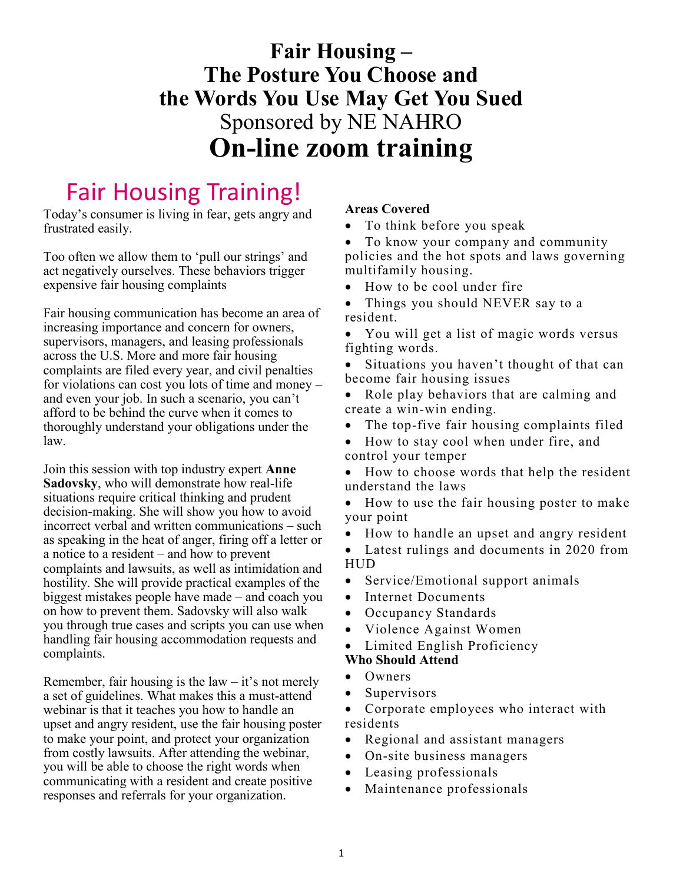# Fair Housing –
# The Posture You Choose and the Words You Use May Get You Sued

Sponsored by NE NAHRO

# On-line zoom training

## Fair Housing Training!

Today's consumer is living in fear, gets angry and frustrated easily.

Too often we allow them to 'pull our strings' and act negatively ourselves. These behaviors trigger expensive fair housing complaints

Fair housing communication has become an area of increasing importance and concern for owners, supervisors, managers, and leasing professionals across the U.S. More and more fair housing complaints are filed every year, and civil penalties for violations can cost you lots of time and money – and even your job. In such a scenario, you can't afford to be behind the curve when it comes to thoroughly understand your obligations under the law.

Join this session with top industry expert **Anne Sadovsky**, who will demonstrate how real-life situations require critical thinking and prudent decision-making. She will show you how to avoid incorrect verbal and written communications – such as speaking in the heat of anger, firing off a letter or a notice to a resident – and how to prevent complaints and lawsuits, as well as intimidation and hostility. She will provide practical examples of the biggest mistakes people have made – and coach you on how to prevent them. Sadovsky will also walk you through true cases and scripts you can use when handling fair housing accommodation requests and complaints.

Remember, fair housing is the law – it's not merely a set of guidelines. What makes this a must-attend webinar is that it teaches you how to handle an upset and angry resident, use the fair housing poster to make your point, and protect your organization from costly lawsuits. After attending the webinar, you will be able to choose the right words when communicating with a resident and create positive responses and referrals for your organization.

**Areas Covered**

- To think before you speak
- To know your company and community policies and the hot spots and laws governing multifamily housing.
- How to be cool under fire
- Things you should NEVER say to a resident.
- You will get a list of magic words versus fighting words.
- Situations you haven't thought of that can become fair housing issues
- Role play behaviors that are calming and create a win-win ending.
- The top-five fair housing complaints filed
- How to stay cool when under fire, and control your temper
- How to choose words that help the resident understand the laws
- How to use the fair housing poster to make your point
- How to handle an upset and angry resident
- Latest rulings and documents in 2020 from HUD
- Service/Emotional support animals
- Internet Documents
- Occupancy Standards
- Violence Against Women
- Limited English Proficiency

**Who Should Attend**

- Owners
- Supervisors
- Corporate employees who interact with residents
- Regional and assistant managers
- On-site business managers
- Leasing professionals
- Maintenance professionals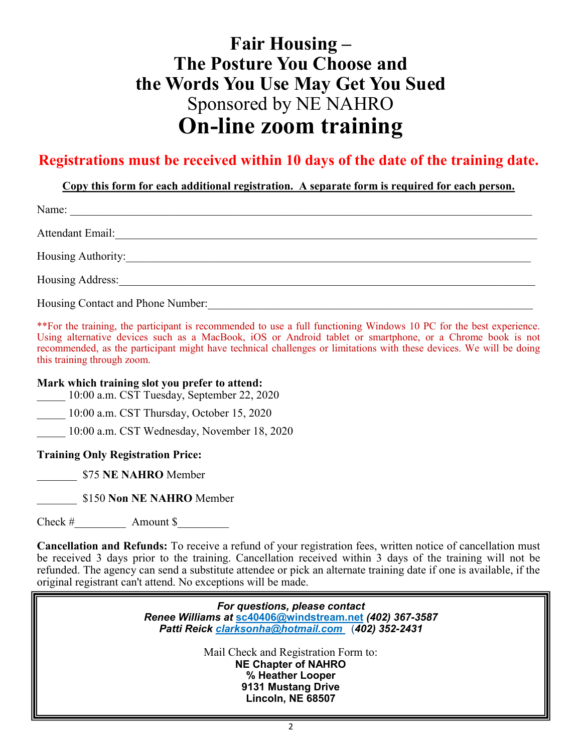# Fair Housing –
# The Posture You Choose and the Words You Use May Get You Sued

Sponsored by NE NAHRO

# On-line zoom training

**Registrations must be received within 10 days of the date of the training date.**

**Copy this form for each additional registration. A separate form is required for each person.**

Name: ______________________________________________________________________

Attendant Email:______________________________________________________________

Housing Authority:____________________________________________________________

Housing Address:_____________________________________________________________

Housing Contact and Phone Number:_____________________________________________

**For the training, the participant is recommended to use a full functioning Windows 10 PC for the best experience. Using alternative devices such as a MacBook, iOS or Android tablet or smartphone, or a Chrome book is not recommended, as the participant might have technical challenges or limitations with these devices. We will be doing this training through zoom.

**Mark which training slot you prefer to attend:**

_____ 10:00 a.m. CST Tuesday, September 22, 2020

_____ 10:00 a.m. CST Thursday, October 15, 2020

_____ 10:00 a.m. CST Wednesday, November 18, 2020

**Training Only Registration Price:**

_______ $75 **NE NAHRO** Member

_______ $150 **Non NE NAHRO** Member

Check #_________ Amount $_________

**Cancellation and Refunds:** To receive a refund of your registration fees, written notice of cancellation must be received 3 days prior to the training. Cancellation received within 3 days of the training will not be refunded. The agency can send a substitute attendee or pick an alternate training date if one is available, if the original registrant can't attend. No exceptions will be made.

***For questions, please contact***
***Renee Williams at sc40406@windstream.net (402) 367-3587***
***Patti Reick clarksonha@hotmail.com (402) 352-2431***

Mail Check and Registration Form to:
**NE Chapter of NAHRO**
**% Heather Looper**
**9131 Mustang Drive**
**Lincoln, NE 68507**